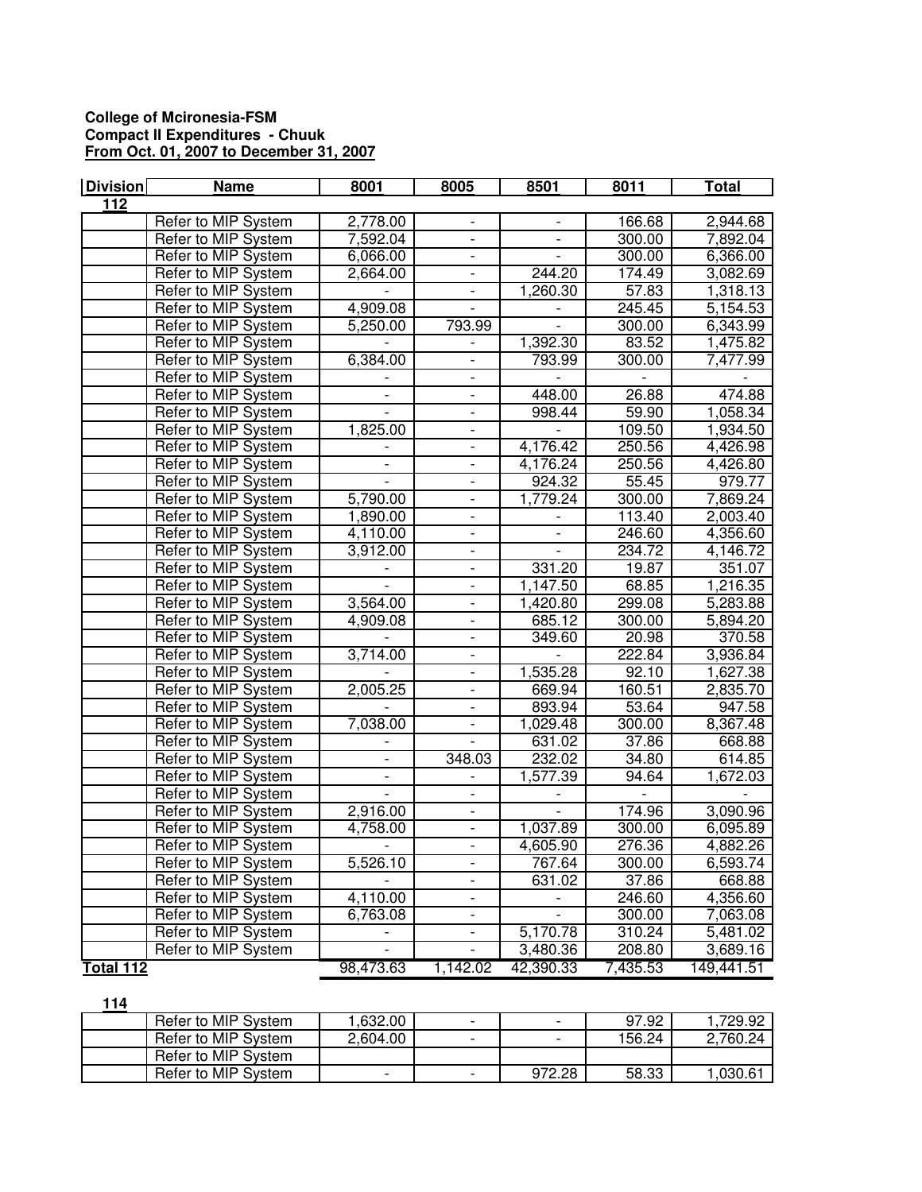**College of Mcironesia-FSM**
**Compact II Expenditures - Chuuk**
**From Oct. 01, 2007 to December 31, 2007**

| Division | Name | 8001 | 8005 | 8501 | 8011 | Total |
|---|---|---|---|---|---|---|
| **112** | | | | | | |
| | Refer to MIP System | 2,778.00 | - | - | 166.68 | 2,944.68 |
| | Refer to MIP System | 7,592.04 | - | - | 300.00 | 7,892.04 |
| | Refer to MIP System | 6,066.00 | - | - | 300.00 | 6,366.00 |
| | Refer to MIP System | 2,664.00 | - | 244.20 | 174.49 | 3,082.69 |
| | Refer to MIP System | - | - | 1,260.30 | 57.83 | 1,318.13 |
| | Refer to MIP System | 4,909.08 | - | - | 245.45 | 5,154.53 |
| | Refer to MIP System | 5,250.00 | 793.99 | - | 300.00 | 6,343.99 |
| | Refer to MIP System | - | - | 1,392.30 | 83.52 | 1,475.82 |
| | Refer to MIP System | 6,384.00 | - | 793.99 | 300.00 | 7,477.99 |
| | Refer to MIP System | - | - | - | - | - |
| | Refer to MIP System | - | - | 448.00 | 26.88 | 474.88 |
| | Refer to MIP System | - | - | 998.44 | 59.90 | 1,058.34 |
| | Refer to MIP System | 1,825.00 | - | - | 109.50 | 1,934.50 |
| | Refer to MIP System | - | - | 4,176.42 | 250.56 | 4,426.98 |
| | Refer to MIP System | - | - | 4,176.24 | 250.56 | 4,426.80 |
| | Refer to MIP System | - | - | 924.32 | 55.45 | 979.77 |
| | Refer to MIP System | 5,790.00 | - | 1,779.24 | 300.00 | 7,869.24 |
| | Refer to MIP System | 1,890.00 | - | - | 113.40 | 2,003.40 |
| | Refer to MIP System | 4,110.00 | - | - | 246.60 | 4,356.60 |
| | Refer to MIP System | 3,912.00 | - | - | 234.72 | 4,146.72 |
| | Refer to MIP System | - | - | 331.20 | 19.87 | 351.07 |
| | Refer to MIP System | - | - | 1,147.50 | 68.85 | 1,216.35 |
| | Refer to MIP System | 3,564.00 | - | 1,420.80 | 299.08 | 5,283.88 |
| | Refer to MIP System | 4,909.08 | - | 685.12 | 300.00 | 5,894.20 |
| | Refer to MIP System | - | - | 349.60 | 20.98 | 370.58 |
| | Refer to MIP System | 3,714.00 | - | - | 222.84 | 3,936.84 |
| | Refer to MIP System | - | - | 1,535.28 | 92.10 | 1,627.38 |
| | Refer to MIP System | 2,005.25 | - | 669.94 | 160.51 | 2,835.70 |
| | Refer to MIP System | - | - | 893.94 | 53.64 | 947.58 |
| | Refer to MIP System | 7,038.00 | - | 1,029.48 | 300.00 | 8,367.48 |
| | Refer to MIP System | - | - | 631.02 | 37.86 | 668.88 |
| | Refer to MIP System | - | 348.03 | 232.02 | 34.80 | 614.85 |
| | Refer to MIP System | - | - | 1,577.39 | 94.64 | 1,672.03 |
| | Refer to MIP System | - | - | - | - | - |
| | Refer to MIP System | 2,916.00 | - | - | 174.96 | 3,090.96 |
| | Refer to MIP System | 4,758.00 | - | 1,037.89 | 300.00 | 6,095.89 |
| | Refer to MIP System | - | - | 4,605.90 | 276.36 | 4,882.26 |
| | Refer to MIP System | 5,526.10 | - | 767.64 | 300.00 | 6,593.74 |
| | Refer to MIP System | - | - | 631.02 | 37.86 | 668.88 |
| | Refer to MIP System | 4,110.00 | - | - | 246.60 | 4,356.60 |
| | Refer to MIP System | 6,763.08 | - | - | 300.00 | 7,063.08 |
| | Refer to MIP System | - | - | 5,170.78 | 310.24 | 5,481.02 |
| | Refer to MIP System | - | - | 3,480.36 | 208.80 | 3,689.16 |
| **Total 112** | | 98,473.63 | 1,142.02 | 42,390.33 | 7,435.53 | 149,441.51 |
| **114** | | | | | | |
| | Refer to MIP System | 1,632.00 | - | - | 97.92 | 1,729.92 |
| | Refer to MIP System | 2,604.00 | - | - | 156.24 | 2,760.24 |
| | Refer to MIP System | | | | | |
| | Refer to MIP System | - | - | 972.28 | 58.33 | 1,030.61 |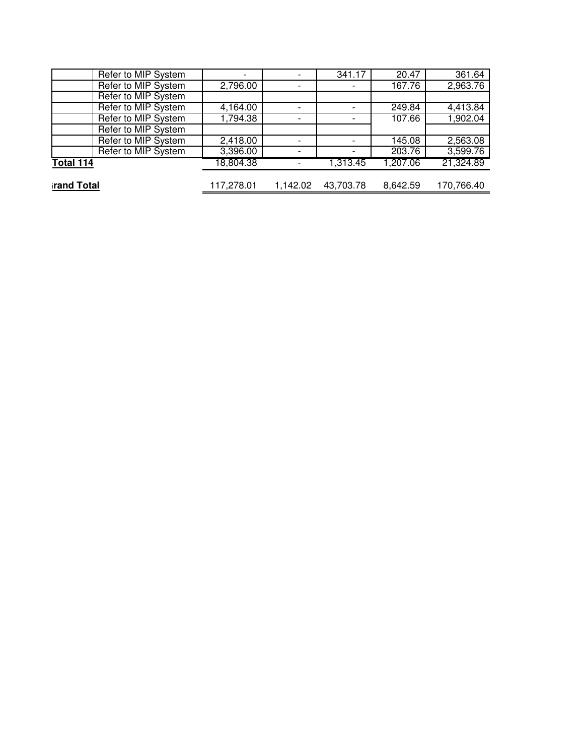| | | | | | | |
|---|---|---|---|---|---|---|
| | Refer to MIP System | - | - | 341.17 | 20.47 | 361.64 |
| | Refer to MIP System | 2,796.00 | - | - | 167.76 | 2,963.76 |
| | Refer to MIP System | | | | | |
| | Refer to MIP System | 4,164.00 | - | - | 249.84 | 4,413.84 |
| | Refer to MIP System | 1,794.38 | - | - | 107.66 | 1,902.04 |
| | Refer to MIP System | | | | | |
| | Refer to MIP System | 2,418.00 | - | - | 145.08 | 2,563.08 |
| | Refer to MIP System | 3,396.00 | - | - | 203.76 | 3,599.76 |
| **Total 114** | | 18,804.38 | - | 1,313.45 | 1,207.06 | 21,324.89 |
| **Grand Total** | | 117,278.01 | 1,142.02 | 43,703.78 | 8,642.59 | 170,766.40 |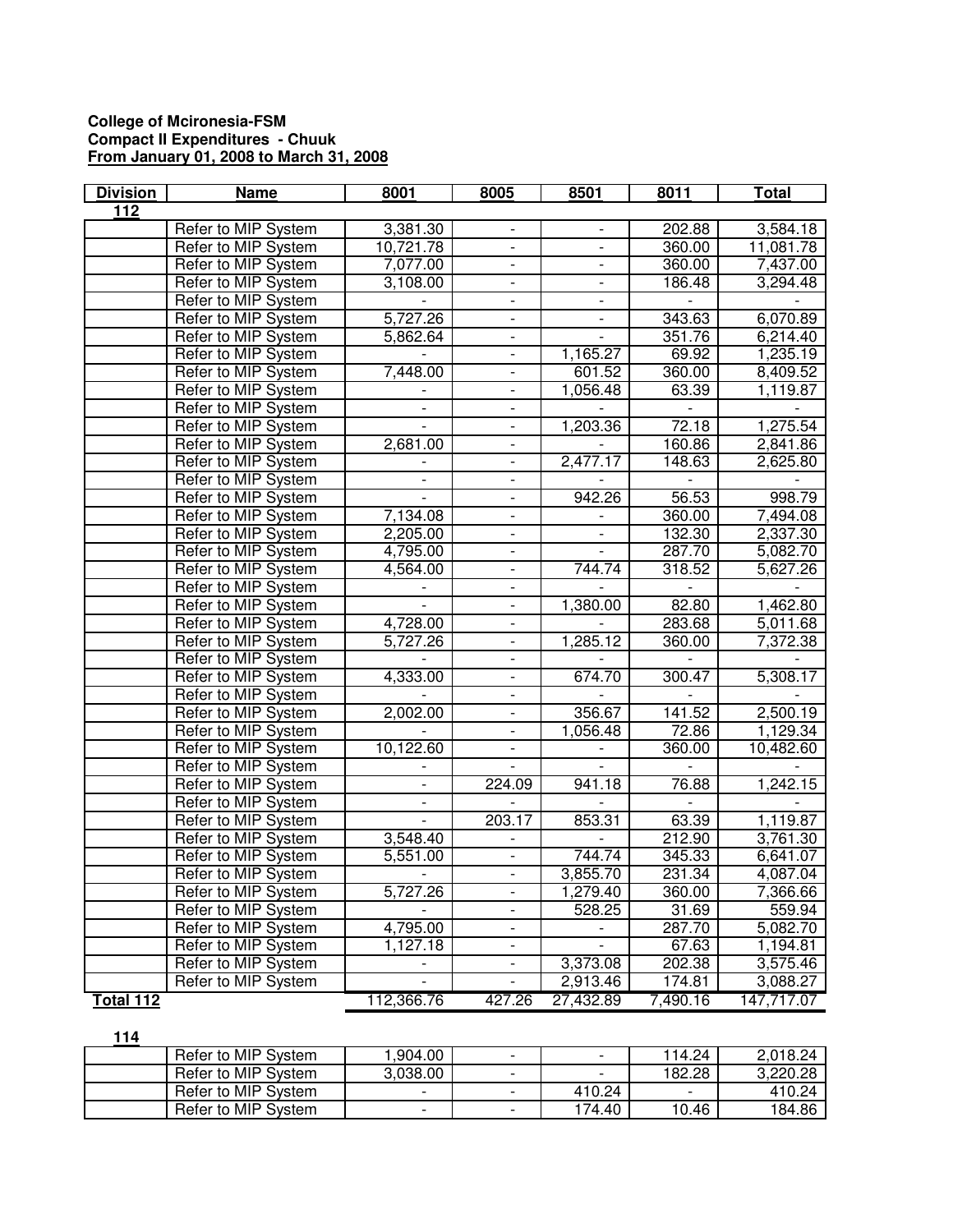**College of Mcironesia-FSM**
**Compact II Expenditures - Chuuk**
**From January 01, 2008 to March 31, 2008**

| Division | Name | 8001 | 8005 | 8501 | 8011 | Total |
|---|---|---|---|---|---|---|
| 112 | | | | | | |
| | Refer to MIP System | 3,381.30 | - | - | 202.88 | 3,584.18 |
| | Refer to MIP System | 10,721.78 | - | - | 360.00 | 11,081.78 |
| | Refer to MIP System | 7,077.00 | - | - | 360.00 | 7,437.00 |
| | Refer to MIP System | 3,108.00 | - | - | 186.48 | 3,294.48 |
| | Refer to MIP System | - | - | - | - | - |
| | Refer to MIP System | 5,727.26 | - | - | 343.63 | 6,070.89 |
| | Refer to MIP System | 5,862.64 | - | - | 351.76 | 6,214.40 |
| | Refer to MIP System | - | - | 1,165.27 | 69.92 | 1,235.19 |
| | Refer to MIP System | 7,448.00 | - | 601.52 | 360.00 | 8,409.52 |
| | Refer to MIP System | - | - | 1,056.48 | 63.39 | 1,119.87 |
| | Refer to MIP System | - | - | - | - | - |
| | Refer to MIP System | - | - | 1,203.36 | 72.18 | 1,275.54 |
| | Refer to MIP System | 2,681.00 | - | - | 160.86 | 2,841.86 |
| | Refer to MIP System | - | - | 2,477.17 | 148.63 | 2,625.80 |
| | Refer to MIP System | - | - | - | - | - |
| | Refer to MIP System | - | - | 942.26 | 56.53 | 998.79 |
| | Refer to MIP System | 7,134.08 | - | - | 360.00 | 7,494.08 |
| | Refer to MIP System | 2,205.00 | - | - | 132.30 | 2,337.30 |
| | Refer to MIP System | 4,795.00 | - | - | 287.70 | 5,082.70 |
| | Refer to MIP System | 4,564.00 | - | 744.74 | 318.52 | 5,627.26 |
| | Refer to MIP System | - | - | - | - | - |
| | Refer to MIP System | - | - | 1,380.00 | 82.80 | 1,462.80 |
| | Refer to MIP System | 4,728.00 | - | - | 283.68 | 5,011.68 |
| | Refer to MIP System | 5,727.26 | - | 1,285.12 | 360.00 | 7,372.38 |
| | Refer to MIP System | - | - | - | - | - |
| | Refer to MIP System | 4,333.00 | - | 674.70 | 300.47 | 5,308.17 |
| | Refer to MIP System | - | - | - | - | - |
| | Refer to MIP System | 2,002.00 | - | 356.67 | 141.52 | 2,500.19 |
| | Refer to MIP System | - | - | 1,056.48 | 72.86 | 1,129.34 |
| | Refer to MIP System | 10,122.60 | - | - | 360.00 | 10,482.60 |
| | Refer to MIP System | - | - | - | - | - |
| | Refer to MIP System | - | 224.09 | 941.18 | 76.88 | 1,242.15 |
| | Refer to MIP System | - | - | - | - | - |
| | Refer to MIP System | - | 203.17 | 853.31 | 63.39 | 1,119.87 |
| | Refer to MIP System | 3,548.40 | - | - | 212.90 | 3,761.30 |
| | Refer to MIP System | 5,551.00 | - | 744.74 | 345.33 | 6,641.07 |
| | Refer to MIP System | - | - | 3,855.70 | 231.34 | 4,087.04 |
| | Refer to MIP System | 5,727.26 | - | 1,279.40 | 360.00 | 7,366.66 |
| | Refer to MIP System | - | - | 528.25 | 31.69 | 559.94 |
| | Refer to MIP System | 4,795.00 | - | - | 287.70 | 5,082.70 |
| | Refer to MIP System | 1,127.18 | - | - | 67.63 | 1,194.81 |
| | Refer to MIP System | - | - | 3,373.08 | 202.38 | 3,575.46 |
| | Refer to MIP System | - | - | 2,913.46 | 174.81 | 3,088.27 |
| **Total 112** | | 112,366.76 | 427.26 | 27,432.89 | 7,490.16 | 147,717.07 |
| **114** | | | | | | |
| | Refer to MIP System | 1,904.00 | - | - | 114.24 | 2,018.24 |
| | Refer to MIP System | 3,038.00 | - | - | 182.28 | 3,220.28 |
| | Refer to MIP System | - | - | 410.24 | - | 410.24 |
| | Refer to MIP System | - | - | 174.40 | 10.46 | 184.86 |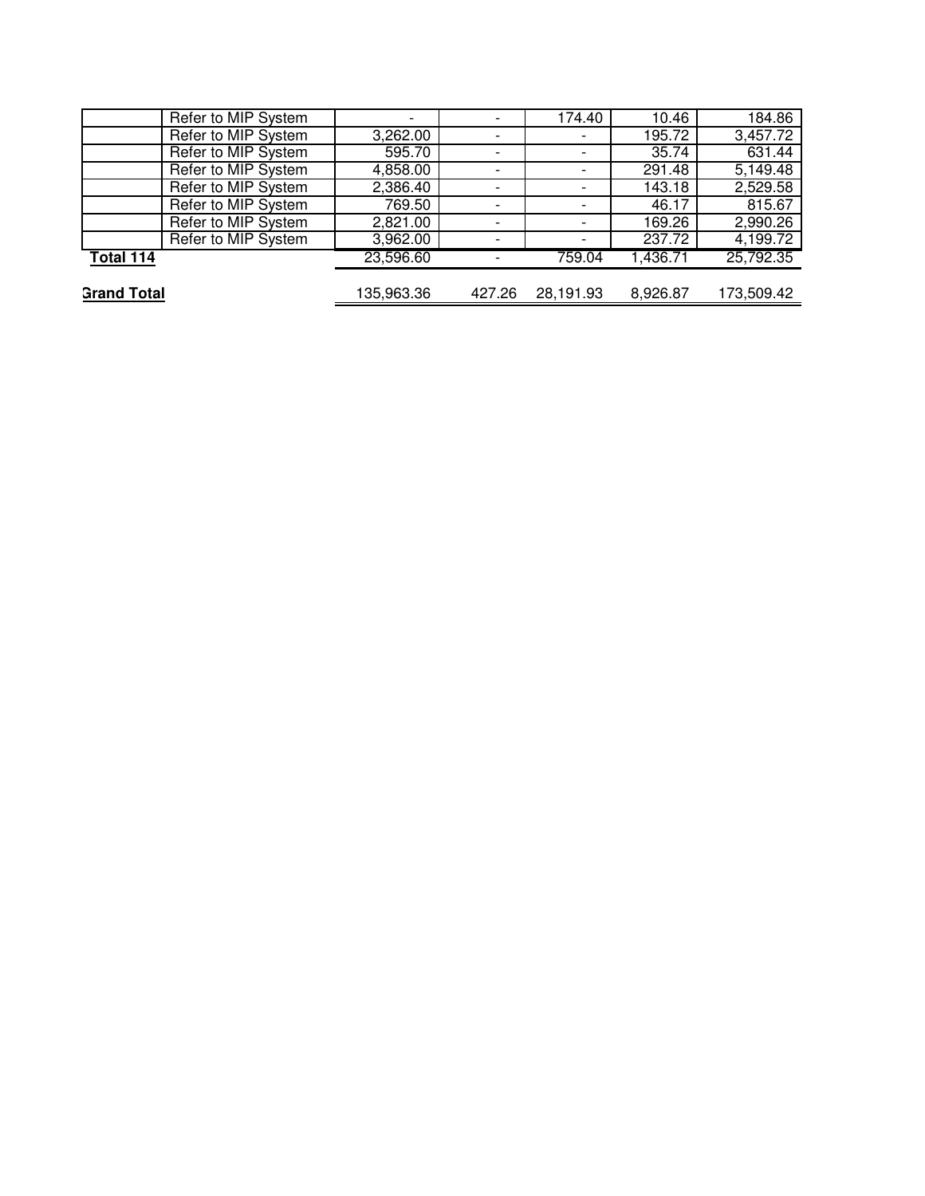| | | | | | | |
|---|---|---|---|---|---|---|
| | Refer to MIP System | - | - | 174.40 | 10.46 | 184.86 |
| | Refer to MIP System | 3,262.00 | - | - | 195.72 | 3,457.72 |
| | Refer to MIP System | 595.70 | - | - | 35.74 | 631.44 |
| | Refer to MIP System | 4,858.00 | - | - | 291.48 | 5,149.48 |
| | Refer to MIP System | 2,386.40 | - | - | 143.18 | 2,529.58 |
| | Refer to MIP System | 769.50 | - | - | 46.17 | 815.67 |
| | Refer to MIP System | 2,821.00 | - | - | 169.26 | 2,990.26 |
| | Refer to MIP System | 3,962.00 | - | - | 237.72 | 4,199.72 |
| **Total 114** | | 23,596.60 | - | 759.04 | 1,436.71 | 25,792.35 |
| **Grand Total** | | 135,963.36 | 427.26 | 28,191.93 | 8,926.87 | 173,509.42 |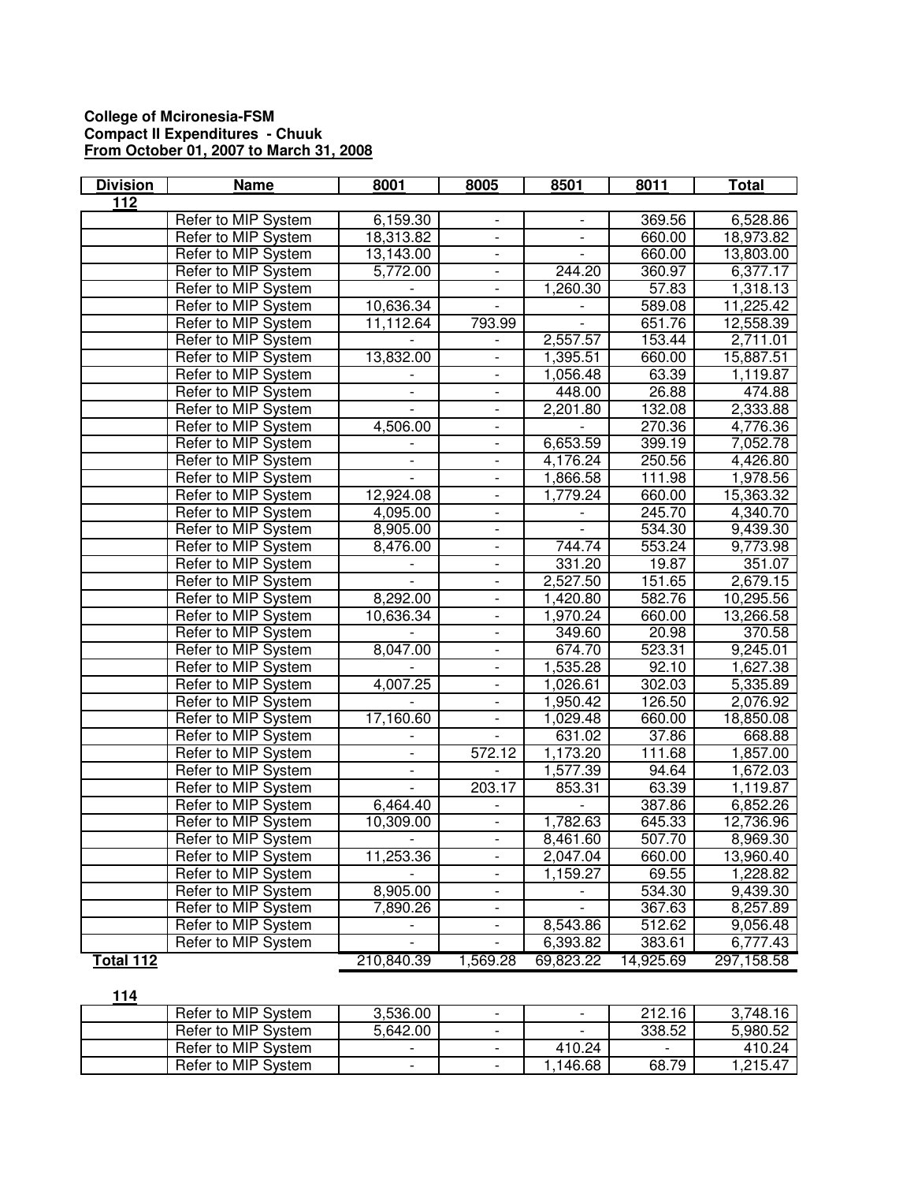**College of Mcironesia-FSM**
**Compact II Expenditures - Chuuk**
**From October 01, 2007 to March 31, 2008**

| Division | Name | 8001 | 8005 | 8501 | 8011 | Total |
|---|---|---|---|---|---|---|
| **112** | | | | | | |
| | Refer to MIP System | 6,159.30 | - | - | 369.56 | 6,528.86 |
| | Refer to MIP System | 18,313.82 | - | - | 660.00 | 18,973.82 |
| | Refer to MIP System | 13,143.00 | - | - | 660.00 | 13,803.00 |
| | Refer to MIP System | 5,772.00 | - | 244.20 | 360.97 | 6,377.17 |
| | Refer to MIP System | - | - | 1,260.30 | 57.83 | 1,318.13 |
| | Refer to MIP System | 10,636.34 | - | - | 589.08 | 11,225.42 |
| | Refer to MIP System | 11,112.64 | 793.99 | - | 651.76 | 12,558.39 |
| | Refer to MIP System | - | - | 2,557.57 | 153.44 | 2,711.01 |
| | Refer to MIP System | 13,832.00 | - | 1,395.51 | 660.00 | 15,887.51 |
| | Refer to MIP System | - | - | 1,056.48 | 63.39 | 1,119.87 |
| | Refer to MIP System | - | - | 448.00 | 26.88 | 474.88 |
| | Refer to MIP System | - | - | 2,201.80 | 132.08 | 2,333.88 |
| | Refer to MIP System | 4,506.00 | - | - | 270.36 | 4,776.36 |
| | Refer to MIP System | - | - | 6,653.59 | 399.19 | 7,052.78 |
| | Refer to MIP System | - | - | 4,176.24 | 250.56 | 4,426.80 |
| | Refer to MIP System | - | - | 1,866.58 | 111.98 | 1,978.56 |
| | Refer to MIP System | 12,924.08 | - | 1,779.24 | 660.00 | 15,363.32 |
| | Refer to MIP System | 4,095.00 | - | - | 245.70 | 4,340.70 |
| | Refer to MIP System | 8,905.00 | - | - | 534.30 | 9,439.30 |
| | Refer to MIP System | 8,476.00 | - | 744.74 | 553.24 | 9,773.98 |
| | Refer to MIP System | - | - | 331.20 | 19.87 | 351.07 |
| | Refer to MIP System | - | - | 2,527.50 | 151.65 | 2,679.15 |
| | Refer to MIP System | 8,292.00 | - | 1,420.80 | 582.76 | 10,295.56 |
| | Refer to MIP System | 10,636.34 | - | 1,970.24 | 660.00 | 13,266.58 |
| | Refer to MIP System | - | - | 349.60 | 20.98 | 370.58 |
| | Refer to MIP System | 8,047.00 | - | 674.70 | 523.31 | 9,245.01 |
| | Refer to MIP System | - | - | 1,535.28 | 92.10 | 1,627.38 |
| | Refer to MIP System | 4,007.25 | - | 1,026.61 | 302.03 | 5,335.89 |
| | Refer to MIP System | - | - | 1,950.42 | 126.50 | 2,076.92 |
| | Refer to MIP System | 17,160.60 | - | 1,029.48 | 660.00 | 18,850.08 |
| | Refer to MIP System | - | - | 631.02 | 37.86 | 668.88 |
| | Refer to MIP System | - | 572.12 | 1,173.20 | 111.68 | 1,857.00 |
| | Refer to MIP System | - | - | 1,577.39 | 94.64 | 1,672.03 |
| | Refer to MIP System | - | 203.17 | 853.31 | 63.39 | 1,119.87 |
| | Refer to MIP System | 6,464.40 | - | - | 387.86 | 6,852.26 |
| | Refer to MIP System | 10,309.00 | - | 1,782.63 | 645.33 | 12,736.96 |
| | Refer to MIP System | - | - | 8,461.60 | 507.70 | 8,969.30 |
| | Refer to MIP System | 11,253.36 | - | 2,047.04 | 660.00 | 13,960.40 |
| | Refer to MIP System | - | - | 1,159.27 | 69.55 | 1,228.82 |
| | Refer to MIP System | 8,905.00 | - | - | 534.30 | 9,439.30 |
| | Refer to MIP System | 7,890.26 | - | - | 367.63 | 8,257.89 |
| | Refer to MIP System | - | - | 8,543.86 | 512.62 | 9,056.48 |
| | Refer to MIP System | - | - | 6,393.82 | 383.61 | 6,777.43 |
| **Total 112** | | 210,840.39 | 1,569.28 | 69,823.22 | 14,925.69 | 297,158.58 |
| **114** | | | | | | |
| | Refer to MIP System | 3,536.00 | - | - | 212.16 | 3,748.16 |
| | Refer to MIP System | 5,642.00 | - | - | 338.52 | 5,980.52 |
| | Refer to MIP System | - | - | 410.24 | - | 410.24 |
| | Refer to MIP System | - | - | 1,146.68 | 68.79 | 1,215.47 |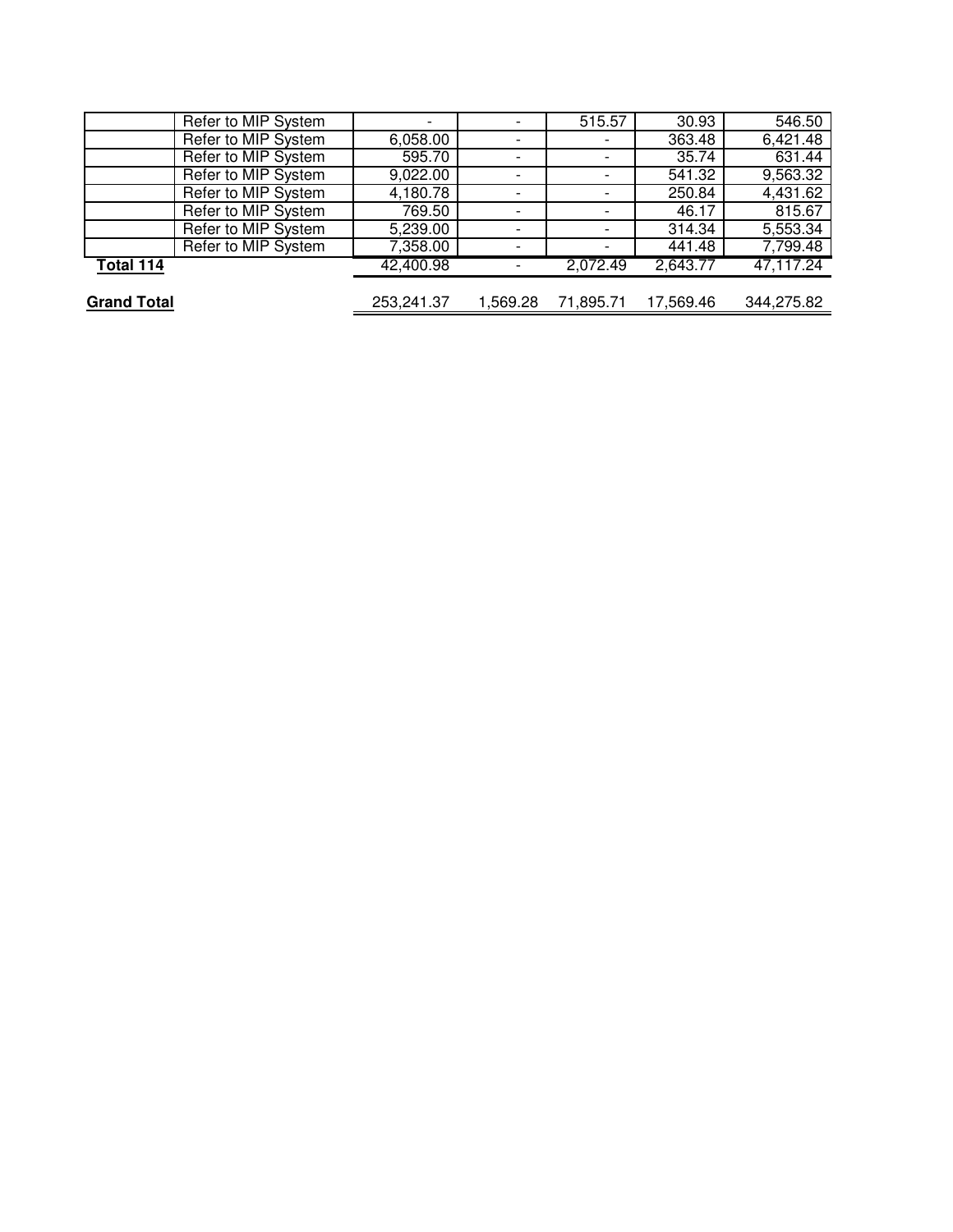| | | | | | | |
|---|---|---|---|---|---|---|
| | Refer to MIP System | - | - | 515.57 | 30.93 | 546.50 |
| | Refer to MIP System | 6,058.00 | - | - | 363.48 | 6,421.48 |
| | Refer to MIP System | 595.70 | - | - | 35.74 | 631.44 |
| | Refer to MIP System | 9,022.00 | - | - | 541.32 | 9,563.32 |
| | Refer to MIP System | 4,180.78 | - | - | 250.84 | 4,431.62 |
| | Refer to MIP System | 769.50 | - | - | 46.17 | 815.67 |
| | Refer to MIP System | 5,239.00 | - | - | 314.34 | 5,553.34 |
| | Refer to MIP System | 7,358.00 | - | - | 441.48 | 7,799.48 |
| **Total 114** | | 42,400.98 | - | 2,072.49 | 2,643.77 | 47,117.24 |
| **Grand Total** | | 253,241.37 | 1,569.28 | 71,895.71 | 17,569.46 | 344,275.82 |